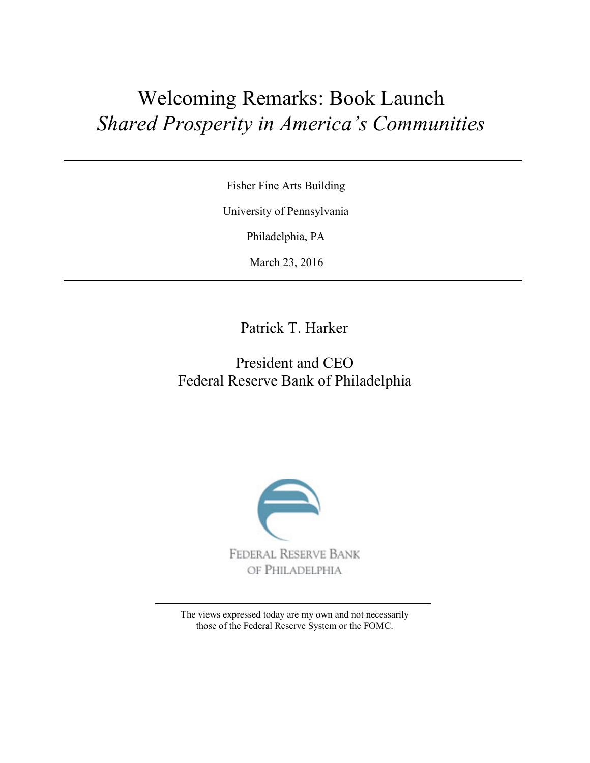# Welcoming Remarks: Book Launch *Shared Prosperity in America's Communities*

---

Fisher Fine Arts Building

University of Pennsylvania

Philadelphia, PA

March 23, 2016

---

Patrick T. Harker

President and CEO
Federal Reserve Bank of Philadelphia

FEDERAL RESERVE BANK
OF PHILADELPHIA

---

The views expressed today are my own and not necessarily those of the Federal Reserve System or the FOMC.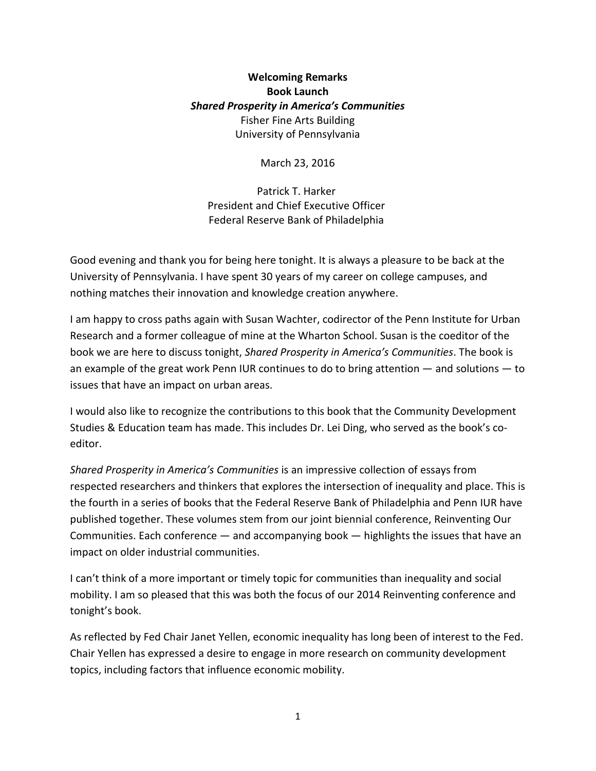**Welcoming Remarks**
**Book Launch**
***Shared Prosperity in America's Communities***
Fisher Fine Arts Building
University of Pennsylvania

March 23, 2016

Patrick T. Harker
President and Chief Executive Officer
Federal Reserve Bank of Philadelphia

Good evening and thank you for being here tonight. It is always a pleasure to be back at the University of Pennsylvania. I have spent 30 years of my career on college campuses, and nothing matches their innovation and knowledge creation anywhere.

I am happy to cross paths again with Susan Wachter, codirector of the Penn Institute for Urban Research and a former colleague of mine at the Wharton School. Susan is the coeditor of the book we are here to discuss tonight, *Shared Prosperity in America's Communities*. The book is an example of the great work Penn IUR continues to do to bring attention — and solutions — to issues that have an impact on urban areas.

I would also like to recognize the contributions to this book that the Community Development Studies & Education team has made. This includes Dr. Lei Ding, who served as the book's co-editor.

*Shared Prosperity in America's Communities* is an impressive collection of essays from respected researchers and thinkers that explores the intersection of inequality and place. This is the fourth in a series of books that the Federal Reserve Bank of Philadelphia and Penn IUR have published together. These volumes stem from our joint biennial conference, Reinventing Our Communities. Each conference — and accompanying book — highlights the issues that have an impact on older industrial communities.

I can't think of a more important or timely topic for communities than inequality and social mobility. I am so pleased that this was both the focus of our 2014 Reinventing conference and tonight's book.

As reflected by Fed Chair Janet Yellen, economic inequality has long been of interest to the Fed. Chair Yellen has expressed a desire to engage in more research on community development topics, including factors that influence economic mobility.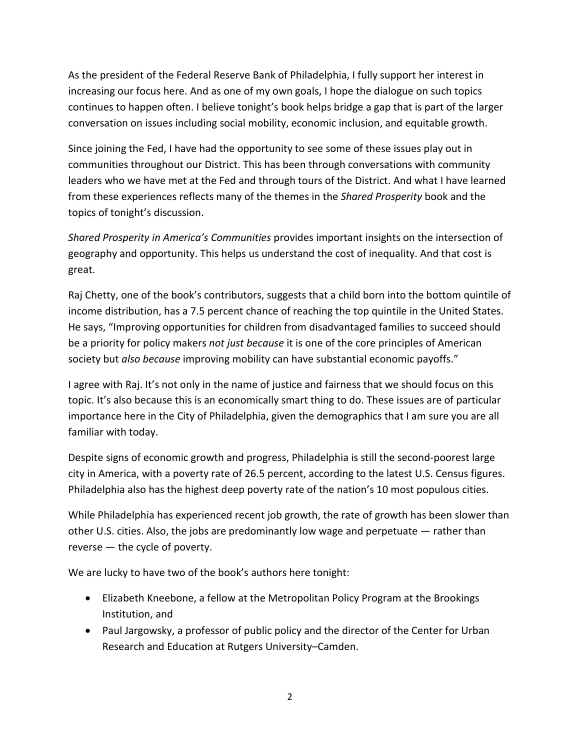As the president of the Federal Reserve Bank of Philadelphia, I fully support her interest in increasing our focus here. And as one of my own goals, I hope the dialogue on such topics continues to happen often. I believe tonight's book helps bridge a gap that is part of the larger conversation on issues including social mobility, economic inclusion, and equitable growth.

Since joining the Fed, I have had the opportunity to see some of these issues play out in communities throughout our District. This has been through conversations with community leaders who we have met at the Fed and through tours of the District. And what I have learned from these experiences reflects many of the themes in the *Shared Prosperity* book and the topics of tonight's discussion.

*Shared Prosperity in America's Communities* provides important insights on the intersection of geography and opportunity. This helps us understand the cost of inequality. And that cost is great.

Raj Chetty, one of the book's contributors, suggests that a child born into the bottom quintile of income distribution, has a 7.5 percent chance of reaching the top quintile in the United States. He says, "Improving opportunities for children from disadvantaged families to succeed should be a priority for policy makers *not just because* it is one of the core principles of American society but *also because* improving mobility can have substantial economic payoffs."

I agree with Raj. It's not only in the name of justice and fairness that we should focus on this topic. It's also because this is an economically smart thing to do. These issues are of particular importance here in the City of Philadelphia, given the demographics that I am sure you are all familiar with today.

Despite signs of economic growth and progress, Philadelphia is still the second-poorest large city in America, with a poverty rate of 26.5 percent, according to the latest U.S. Census figures. Philadelphia also has the highest deep poverty rate of the nation's 10 most populous cities.

While Philadelphia has experienced recent job growth, the rate of growth has been slower than other U.S. cities. Also, the jobs are predominantly low wage and perpetuate — rather than reverse — the cycle of poverty.

We are lucky to have two of the book's authors here tonight:

- Elizabeth Kneebone, a fellow at the Metropolitan Policy Program at the Brookings Institution, and
- Paul Jargowsky, a professor of public policy and the director of the Center for Urban Research and Education at Rutgers University–Camden.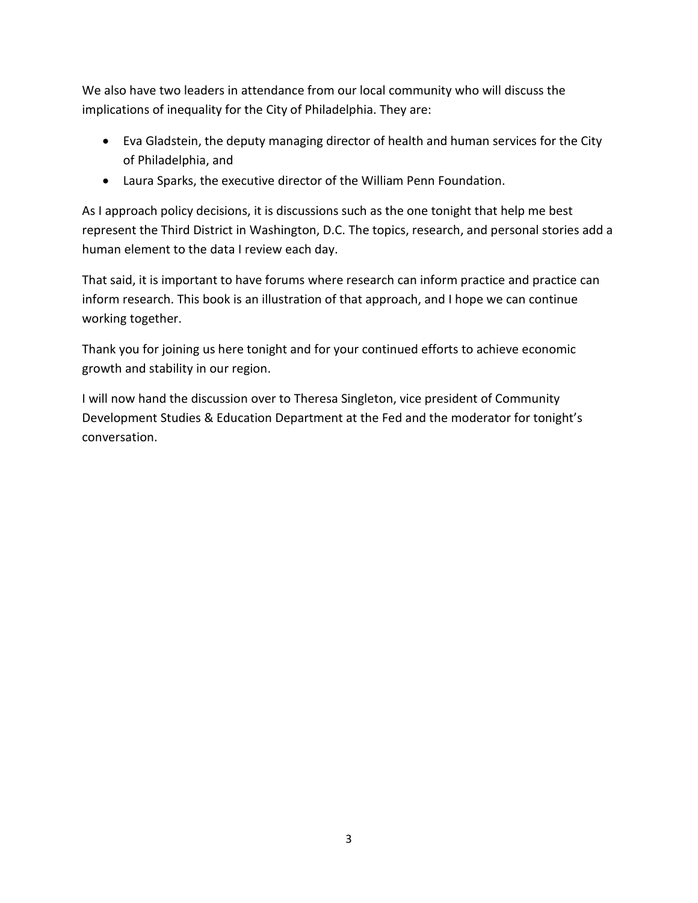We also have two leaders in attendance from our local community who will discuss the implications of inequality for the City of Philadelphia. They are:

- Eva Gladstein, the deputy managing director of health and human services for the City of Philadelphia, and
- Laura Sparks, the executive director of the William Penn Foundation.

As I approach policy decisions, it is discussions such as the one tonight that help me best represent the Third District in Washington, D.C. The topics, research, and personal stories add a human element to the data I review each day.

That said, it is important to have forums where research can inform practice and practice can inform research. This book is an illustration of that approach, and I hope we can continue working together.

Thank you for joining us here tonight and for your continued efforts to achieve economic growth and stability in our region.

I will now hand the discussion over to Theresa Singleton, vice president of Community Development Studies & Education Department at the Fed and the moderator for tonight's conversation.